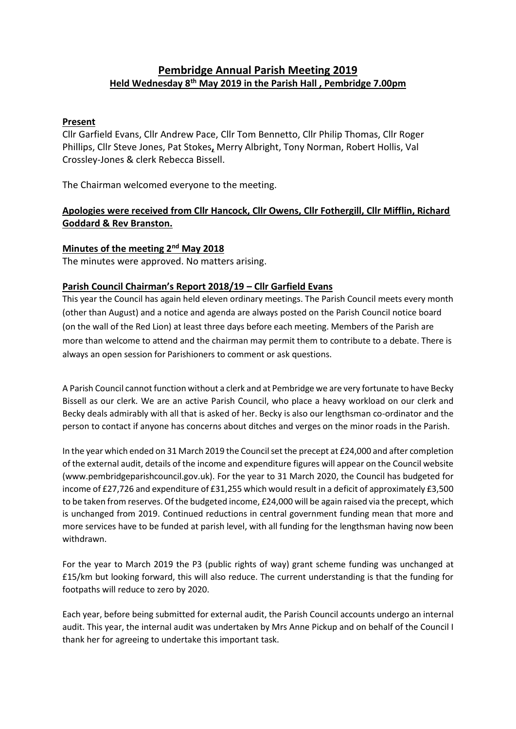# Pembridge Annual Parish Meeting 2019

## Held Wednesday 8th May 2019 in the Parish Hall , Pembridge 7.00pm

**Present**

Cllr Garfield Evans, Cllr Andrew Pace, Cllr Tom Bennetto, Cllr Philip Thomas, Cllr Roger Phillips, Cllr Steve Jones, Pat Stokes, Merry Albright, Tony Norman, Robert Hollis, Val Crossley-Jones & clerk Rebecca Bissell.

The Chairman welcomed everyone to the meeting.

**Apologies were received from Cllr Hancock, Cllr Owens, Cllr Fothergill, Cllr Mifflin, Richard Goddard & Rev Branston.**

**Minutes of the meeting 2nd May 2018**

The minutes were approved. No matters arising.

**Parish Council Chairman's Report 2018/19 – Cllr Garfield Evans**

This year the Council has again held eleven ordinary meetings. The Parish Council meets every month (other than August) and a notice and agenda are always posted on the Parish Council notice board (on the wall of the Red Lion) at least three days before each meeting. Members of the Parish are more than welcome to attend and the chairman may permit them to contribute to a debate. There is always an open session for Parishioners to comment or ask questions.

A Parish Council cannot function without a clerk and at Pembridge we are very fortunate to have Becky Bissell as our clerk. We are an active Parish Council, who place a heavy workload on our clerk and Becky deals admirably with all that is asked of her. Becky is also our lengthsman co-ordinator and the person to contact if anyone has concerns about ditches and verges on the minor roads in the Parish.

In the year which ended on 31 March 2019 the Council set the precept at £24,000 and after completion of the external audit, details of the income and expenditure figures will appear on the Council website (www.pembridgeparishcouncil.gov.uk). For the year to 31 March 2020, the Council has budgeted for income of £27,726 and expenditure of £31,255 which would result in a deficit of approximately £3,500 to be taken from reserves. Of the budgeted income, £24,000 will be again raised via the precept, which is unchanged from 2019. Continued reductions in central government funding mean that more and more services have to be funded at parish level, with all funding for the lengthsman having now been withdrawn.

For the year to March 2019 the P3 (public rights of way) grant scheme funding was unchanged at £15/km but looking forward, this will also reduce. The current understanding is that the funding for footpaths will reduce to zero by 2020.

Each year, before being submitted for external audit, the Parish Council accounts undergo an internal audit. This year, the internal audit was undertaken by Mrs Anne Pickup and on behalf of the Council I thank her for agreeing to undertake this important task.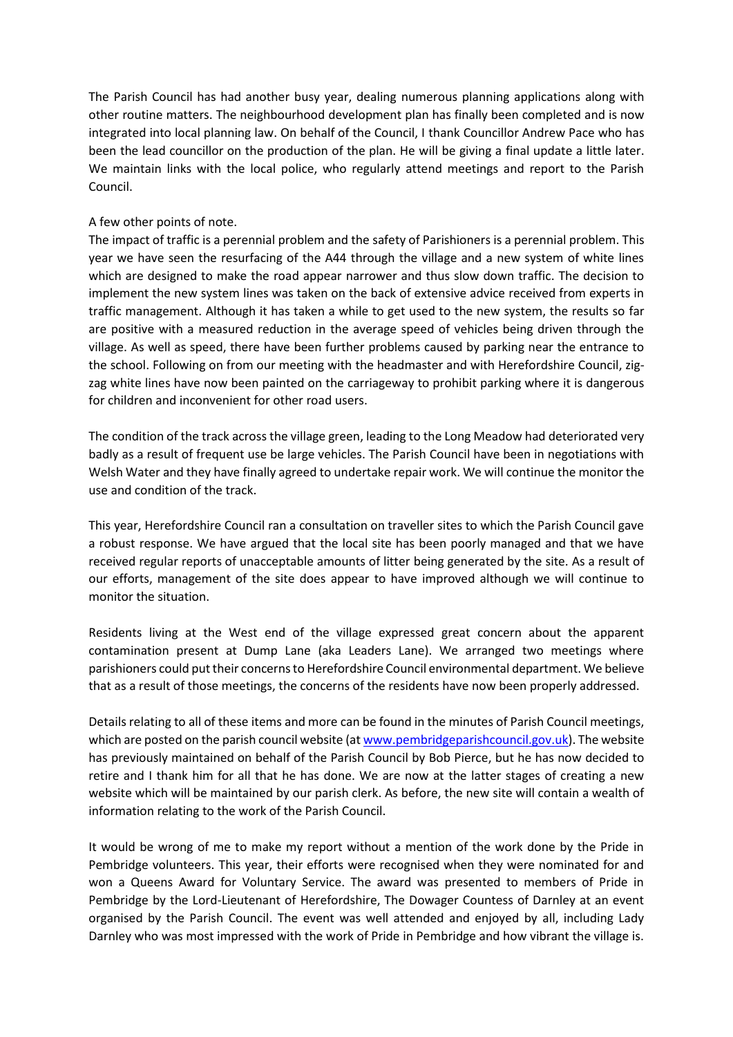The Parish Council has had another busy year, dealing numerous planning applications along with other routine matters. The neighbourhood development plan has finally been completed and is now integrated into local planning law. On behalf of the Council, I thank Councillor Andrew Pace who has been the lead councillor on the production of the plan. He will be giving a final update a little later. We maintain links with the local police, who regularly attend meetings and report to the Parish Council.

A few other points of note.

The impact of traffic is a perennial problem and the safety of Parishioners is a perennial problem. This year we have seen the resurfacing of the A44 through the village and a new system of white lines which are designed to make the road appear narrower and thus slow down traffic. The decision to implement the new system lines was taken on the back of extensive advice received from experts in traffic management. Although it has taken a while to get used to the new system, the results so far are positive with a measured reduction in the average speed of vehicles being driven through the village. As well as speed, there have been further problems caused by parking near the entrance to the school. Following on from our meeting with the headmaster and with Herefordshire Council, zig-zag white lines have now been painted on the carriageway to prohibit parking where it is dangerous for children and inconvenient for other road users.

The condition of the track across the village green, leading to the Long Meadow had deteriorated very badly as a result of frequent use be large vehicles. The Parish Council have been in negotiations with Welsh Water and they have finally agreed to undertake repair work. We will continue the monitor the use and condition of the track.

This year, Herefordshire Council ran a consultation on traveller sites to which the Parish Council gave a robust response. We have argued that the local site has been poorly managed and that we have received regular reports of unacceptable amounts of litter being generated by the site. As a result of our efforts, management of the site does appear to have improved although we will continue to monitor the situation.

Residents living at the West end of the village expressed great concern about the apparent contamination present at Dump Lane (aka Leaders Lane). We arranged two meetings where parishioners could put their concerns to Herefordshire Council environmental department. We believe that as a result of those meetings, the concerns of the residents have now been properly addressed.

Details relating to all of these items and more can be found in the minutes of Parish Council meetings, which are posted on the parish council website (at www.pembridgeparishcouncil.gov.uk). The website has previously maintained on behalf of the Parish Council by Bob Pierce, but he has now decided to retire and I thank him for all that he has done. We are now at the latter stages of creating a new website which will be maintained by our parish clerk. As before, the new site will contain a wealth of information relating to the work of the Parish Council.

It would be wrong of me to make my report without a mention of the work done by the Pride in Pembridge volunteers. This year, their efforts were recognised when they were nominated for and won a Queens Award for Voluntary Service. The award was presented to members of Pride in Pembridge by the Lord-Lieutenant of Herefordshire, The Dowager Countess of Darnley at an event organised by the Parish Council. The event was well attended and enjoyed by all, including Lady Darnley who was most impressed with the work of Pride in Pembridge and how vibrant the village is.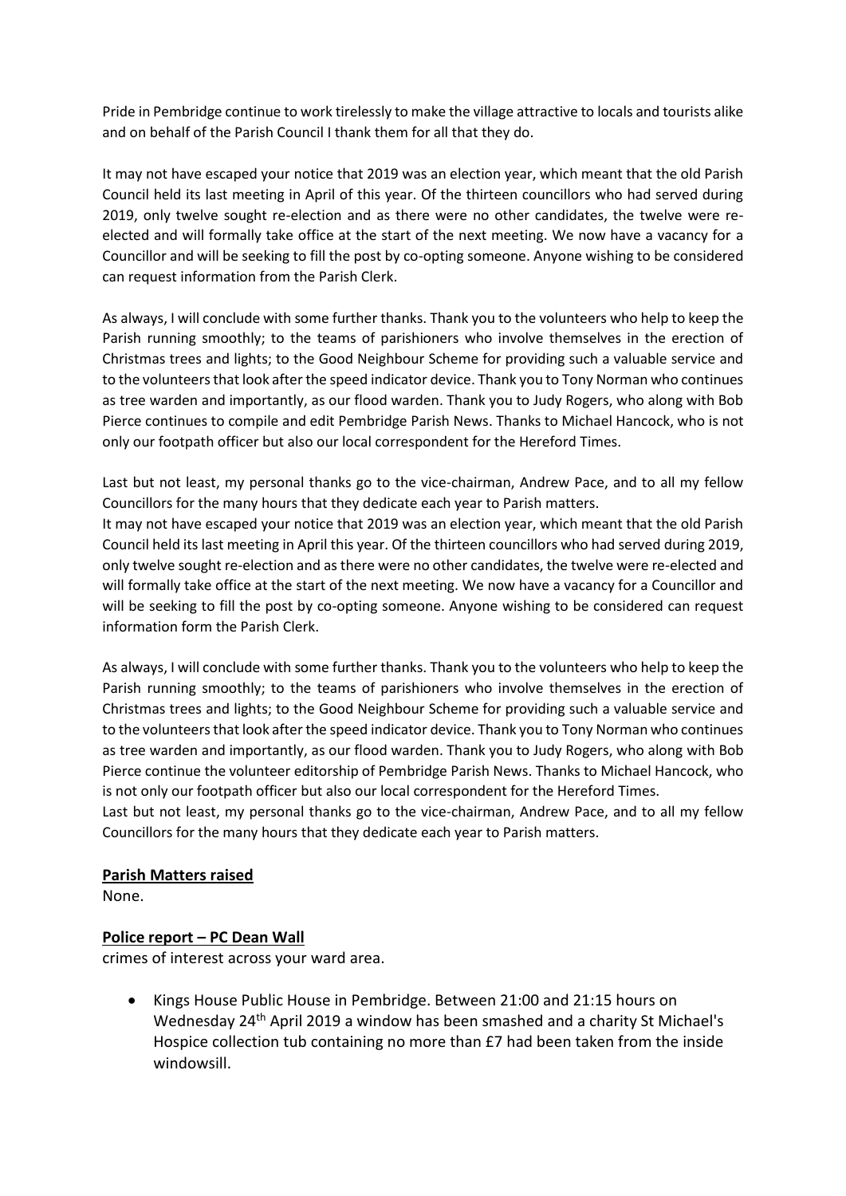Pride in Pembridge continue to work tirelessly to make the village attractive to locals and tourists alike and on behalf of the Parish Council I thank them for all that they do.

It may not have escaped your notice that 2019 was an election year, which meant that the old Parish Council held its last meeting in April of this year. Of the thirteen councillors who had served during 2019, only twelve sought re-election and as there were no other candidates, the twelve were re-elected and will formally take office at the start of the next meeting. We now have a vacancy for a Councillor and will be seeking to fill the post by co-opting someone. Anyone wishing to be considered can request information from the Parish Clerk.

As always, I will conclude with some further thanks. Thank you to the volunteers who help to keep the Parish running smoothly; to the teams of parishioners who involve themselves in the erection of Christmas trees and lights; to the Good Neighbour Scheme for providing such a valuable service and to the volunteers that look after the speed indicator device. Thank you to Tony Norman who continues as tree warden and importantly, as our flood warden. Thank you to Judy Rogers, who along with Bob Pierce continues to compile and edit Pembridge Parish News. Thanks to Michael Hancock, who is not only our footpath officer but also our local correspondent for the Hereford Times.

Last but not least, my personal thanks go to the vice-chairman, Andrew Pace, and to all my fellow Councillors for the many hours that they dedicate each year to Parish matters.

It may not have escaped your notice that 2019 was an election year, which meant that the old Parish Council held its last meeting in April this year. Of the thirteen councillors who had served during 2019, only twelve sought re-election and as there were no other candidates, the twelve were re-elected and will formally take office at the start of the next meeting. We now have a vacancy for a Councillor and will be seeking to fill the post by co-opting someone. Anyone wishing to be considered can request information form the Parish Clerk.

As always, I will conclude with some further thanks. Thank you to the volunteers who help to keep the Parish running smoothly; to the teams of parishioners who involve themselves in the erection of Christmas trees and lights; to the Good Neighbour Scheme for providing such a valuable service and to the volunteers that look after the speed indicator device. Thank you to Tony Norman who continues as tree warden and importantly, as our flood warden. Thank you to Judy Rogers, who along with Bob Pierce continue the volunteer editorship of Pembridge Parish News. Thanks to Michael Hancock, who is not only our footpath officer but also our local correspondent for the Hereford Times.

Last but not least, my personal thanks go to the vice-chairman, Andrew Pace, and to all my fellow Councillors for the many hours that they dedicate each year to Parish matters.

**Parish Matters raised**

None.

**Police report – PC Dean Wall**

crimes of interest across your ward area.

- Kings House Public House in Pembridge. Between 21:00 and 21:15 hours on Wednesday 24th April 2019 a window has been smashed and a charity St Michael's Hospice collection tub containing no more than £7 had been taken from the inside windowsill.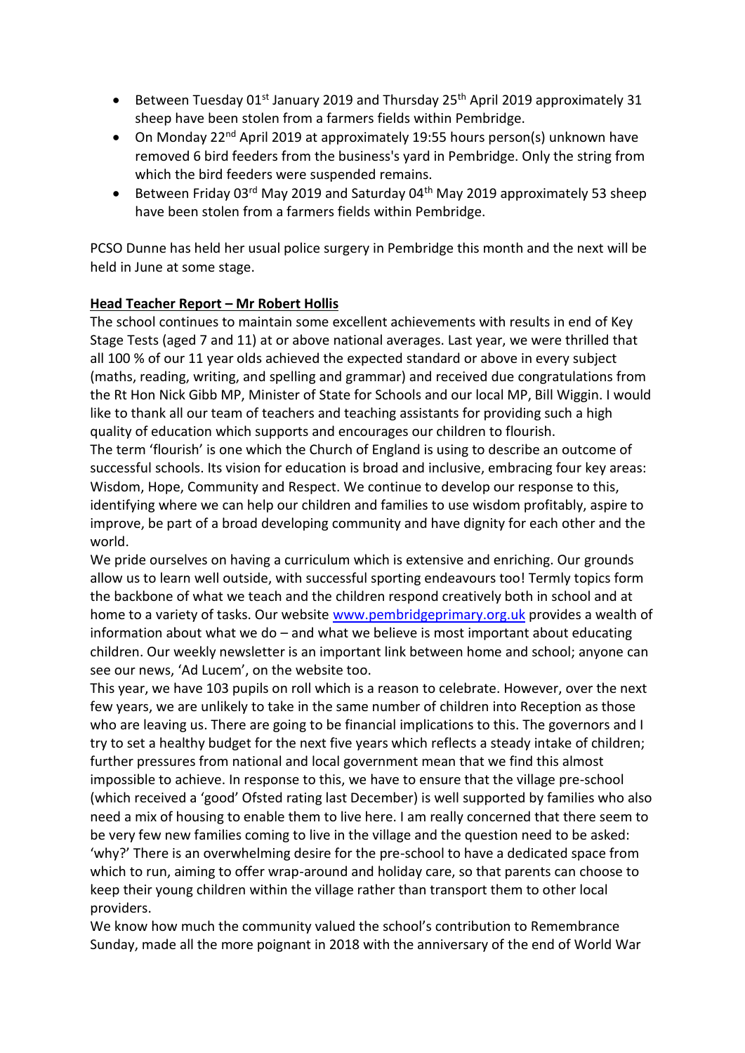- Between Tuesday 01st January 2019 and Thursday 25th April 2019 approximately 31 sheep have been stolen from a farmers fields within Pembridge.
- On Monday 22nd April 2019 at approximately 19:55 hours person(s) unknown have removed 6 bird feeders from the business's yard in Pembridge. Only the string from which the bird feeders were suspended remains.
- Between Friday 03rd May 2019 and Saturday 04th May 2019 approximately 53 sheep have been stolen from a farmers fields within Pembridge.

PCSO Dunne has held her usual police surgery in Pembridge this month and the next will be held in June at some stage.

**Head Teacher Report – Mr Robert Hollis**

The school continues to maintain some excellent achievements with results in end of Key Stage Tests (aged 7 and 11) at or above national averages. Last year, we were thrilled that all 100 % of our 11 year olds achieved the expected standard or above in every subject (maths, reading, writing, and spelling and grammar) and received due congratulations from the Rt Hon Nick Gibb MP, Minister of State for Schools and our local MP, Bill Wiggin. I would like to thank all our team of teachers and teaching assistants for providing such a high quality of education which supports and encourages our children to flourish.

The term 'flourish' is one which the Church of England is using to describe an outcome of successful schools. Its vision for education is broad and inclusive, embracing four key areas: Wisdom, Hope, Community and Respect. We continue to develop our response to this, identifying where we can help our children and families to use wisdom profitably, aspire to improve, be part of a broad developing community and have dignity for each other and the world.

We pride ourselves on having a curriculum which is extensive and enriching. Our grounds allow us to learn well outside, with successful sporting endeavours too! Termly topics form the backbone of what we teach and the children respond creatively both in school and at home to a variety of tasks. Our website [www.pembridgeprimary.org.uk](http://www.pembridgeprimary.org.uk) provides a wealth of information about what we do – and what we believe is most important about educating children. Our weekly newsletter is an important link between home and school; anyone can see our news, 'Ad Lucem', on the website too.

This year, we have 103 pupils on roll which is a reason to celebrate. However, over the next few years, we are unlikely to take in the same number of children into Reception as those who are leaving us. There are going to be financial implications to this. The governors and I try to set a healthy budget for the next five years which reflects a steady intake of children; further pressures from national and local government mean that we find this almost impossible to achieve. In response to this, we have to ensure that the village pre-school (which received a 'good' Ofsted rating last December) is well supported by families who also need a mix of housing to enable them to live here. I am really concerned that there seem to be very few new families coming to live in the village and the question need to be asked: 'why?' There is an overwhelming desire for the pre-school to have a dedicated space from which to run, aiming to offer wrap-around and holiday care, so that parents can choose to keep their young children within the village rather than transport them to other local providers.

We know how much the community valued the school's contribution to Remembrance Sunday, made all the more poignant in 2018 with the anniversary of the end of World War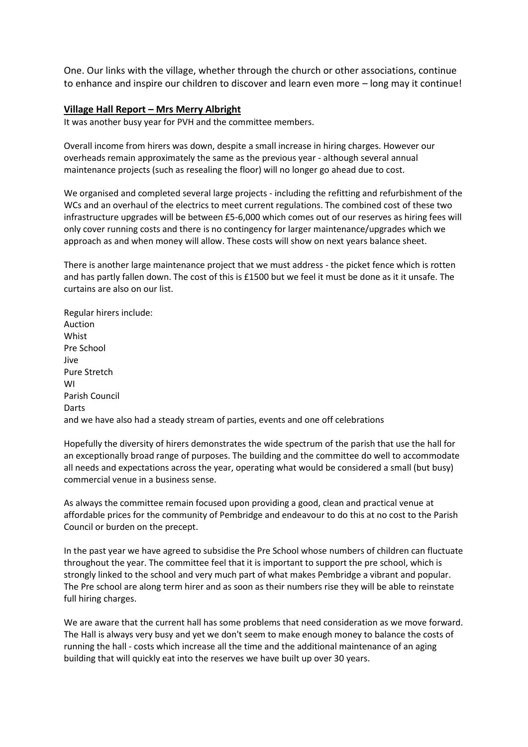One. Our links with the village, whether through the church or other associations, continue to enhance and inspire our children to discover and learn even more – long may it continue!

## Village Hall Report – Mrs Merry Albright

It was another busy year for PVH and the committee members.

Overall income from hirers was down, despite a small increase in hiring charges. However our overheads remain approximately the same as the previous year - although several annual maintenance projects (such as resealing the floor) will no longer go ahead due to cost.

We organised and completed several large projects - including the refitting and refurbishment of the WCs and an overhaul of the electrics to meet current regulations. The combined cost of these two infrastructure upgrades will be between £5-6,000 which comes out of our reserves as hiring fees will only cover running costs and there is no contingency for larger maintenance/upgrades which we approach as and when money will allow. These costs will show on next years balance sheet.

There is another large maintenance project that we must address - the picket fence which is rotten and has partly fallen down. The cost of this is £1500 but we feel it must be done as it it unsafe. The curtains are also on our list.

Regular hirers include:
Auction
Whist
Pre School
Jive
Pure Stretch
WI
Parish Council
Darts
and we have also had a steady stream of parties, events and one off celebrations

Hopefully the diversity of hirers demonstrates the wide spectrum of the parish that use the hall for an exceptionally broad range of purposes. The building and the committee do well to accommodate all needs and expectations across the year, operating what would be considered a small (but busy) commercial venue in a business sense.

As always the committee remain focused upon providing a good, clean and practical venue at affordable prices for the community of Pembridge and endeavour to do this at no cost to the Parish Council or burden on the precept.

In the past year we have agreed to subsidise the Pre School whose numbers of children can fluctuate throughout the year. The committee feel that it is important to support the pre school, which is strongly linked to the school and very much part of what makes Pembridge a vibrant and popular. The Pre school are along term hirer and as soon as their numbers rise they will be able to reinstate full hiring charges.

We are aware that the current hall has some problems that need consideration as we move forward. The Hall is always very busy and yet we don't seem to make enough money to balance the costs of running the hall - costs which increase all the time and the additional maintenance of an aging building that will quickly eat into the reserves we have built up over 30 years.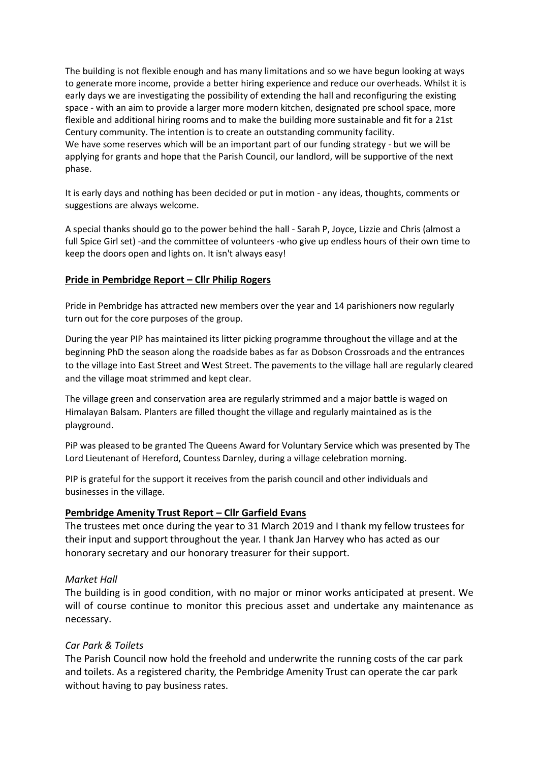The building is not flexible enough and has many limitations and so we have begun looking at ways to generate more income, provide a better hiring experience and reduce our overheads. Whilst it is early days we are investigating the possibility of extending the hall and reconfiguring the existing space - with an aim to provide a larger more modern kitchen, designated pre school space, more flexible and additional hiring rooms and to make the building more sustainable and fit for a 21st Century community. The intention is to create an outstanding community facility.
We have some reserves which will be an important part of our funding strategy - but we will be applying for grants and hope that the Parish Council, our landlord, will be supportive of the next phase.

It is early days and nothing has been decided or put in motion - any ideas, thoughts, comments or suggestions are always welcome.

A special thanks should go to the power behind the hall - Sarah P, Joyce, Lizzie and Chris (almost a full Spice Girl set) -and the committee of volunteers -who give up endless hours of their own time to keep the doors open and lights on. It isn't always easy!

**Pride in Pembridge Report – Cllr Philip Rogers**

Pride in Pembridge has attracted new members over the year and 14 parishioners now regularly turn out for the core purposes of the group.

During the year PIP has maintained its litter picking programme throughout the village and at the beginning PhD the season along the roadside babes as far as Dobson Crossroads and the entrances to the village into East Street and West Street. The pavements to the village hall are regularly cleared and the village moat strimmed and kept clear.

The village green and conservation area are regularly strimmed and a major battle is waged on Himalayan Balsam. Planters are filled thought the village and regularly maintained as is the playground.

PiP was pleased to be granted The Queens Award for Voluntary Service which was presented by The Lord Lieutenant of Hereford, Countess Darnley, during a village celebration morning.

PIP is grateful for the support it receives from the parish council and other individuals and businesses in the village.

**Pembridge Amenity Trust Report – Cllr Garfield Evans**

The trustees met once during the year to 31 March 2019 and I thank my fellow trustees for their input and support throughout the year. I thank Jan Harvey who has acted as our honorary secretary and our honorary treasurer for their support.

*Market Hall*

The building is in good condition, with no major or minor works anticipated at present. We will of course continue to monitor this precious asset and undertake any maintenance as necessary.

*Car Park & Toilets*

The Parish Council now hold the freehold and underwrite the running costs of the car park and toilets. As a registered charity, the Pembridge Amenity Trust can operate the car park without having to pay business rates.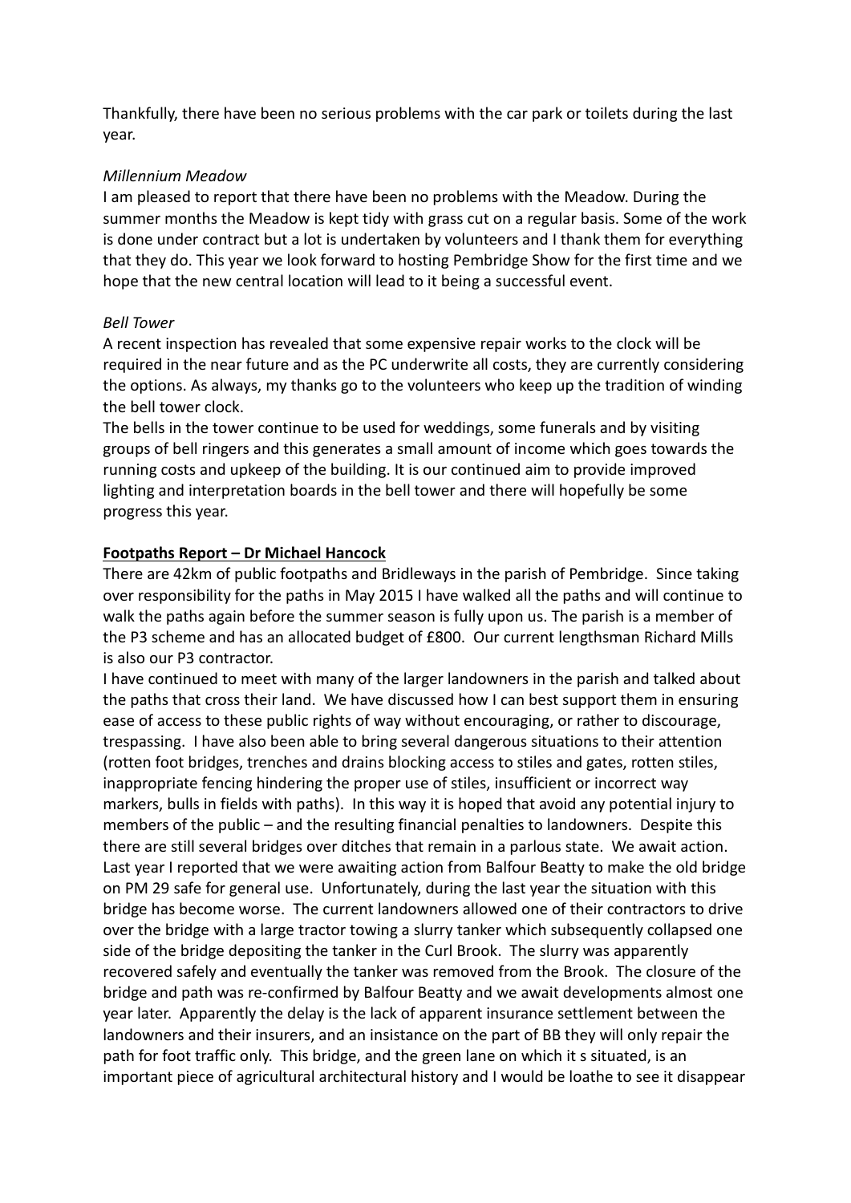Thankfully, there have been no serious problems with the car park or toilets during the last year.

*Millennium Meadow*

I am pleased to report that there have been no problems with the Meadow. During the summer months the Meadow is kept tidy with grass cut on a regular basis. Some of the work is done under contract but a lot is undertaken by volunteers and I thank them for everything that they do. This year we look forward to hosting Pembridge Show for the first time and we hope that the new central location will lead to it being a successful event.

*Bell Tower*

A recent inspection has revealed that some expensive repair works to the clock will be required in the near future and as the PC underwrite all costs, they are currently considering the options. As always, my thanks go to the volunteers who keep up the tradition of winding the bell tower clock.

The bells in the tower continue to be used for weddings, some funerals and by visiting groups of bell ringers and this generates a small amount of income which goes towards the running costs and upkeep of the building. It is our continued aim to provide improved lighting and interpretation boards in the bell tower and there will hopefully be some progress this year.

**<u>Footpaths Report – Dr Michael Hancock</u>**

There are 42km of public footpaths and Bridleways in the parish of Pembridge. Since taking over responsibility for the paths in May 2015 I have walked all the paths and will continue to walk the paths again before the summer season is fully upon us. The parish is a member of the P3 scheme and has an allocated budget of £800. Our current lengthsman Richard Mills is also our P3 contractor.

I have continued to meet with many of the larger landowners in the parish and talked about the paths that cross their land. We have discussed how I can best support them in ensuring ease of access to these public rights of way without encouraging, or rather to discourage, trespassing. I have also been able to bring several dangerous situations to their attention (rotten foot bridges, trenches and drains blocking access to stiles and gates, rotten stiles, inappropriate fencing hindering the proper use of stiles, insufficient or incorrect way markers, bulls in fields with paths). In this way it is hoped that avoid any potential injury to members of the public – and the resulting financial penalties to landowners. Despite this there are still several bridges over ditches that remain in a parlous state. We await action.

Last year I reported that we were awaiting action from Balfour Beatty to make the old bridge on PM 29 safe for general use. Unfortunately, during the last year the situation with this bridge has become worse. The current landowners allowed one of their contractors to drive over the bridge with a large tractor towing a slurry tanker which subsequently collapsed one side of the bridge depositing the tanker in the Curl Brook. The slurry was apparently recovered safely and eventually the tanker was removed from the Brook. The closure of the bridge and path was re-confirmed by Balfour Beatty and we await developments almost one year later. Apparently the delay is the lack of apparent insurance settlement between the landowners and their insurers, and an insistance on the part of BB they will only repair the path for foot traffic only. This bridge, and the green lane on which it s situated, is an important piece of agricultural architectural history and I would be loathe to see it disappear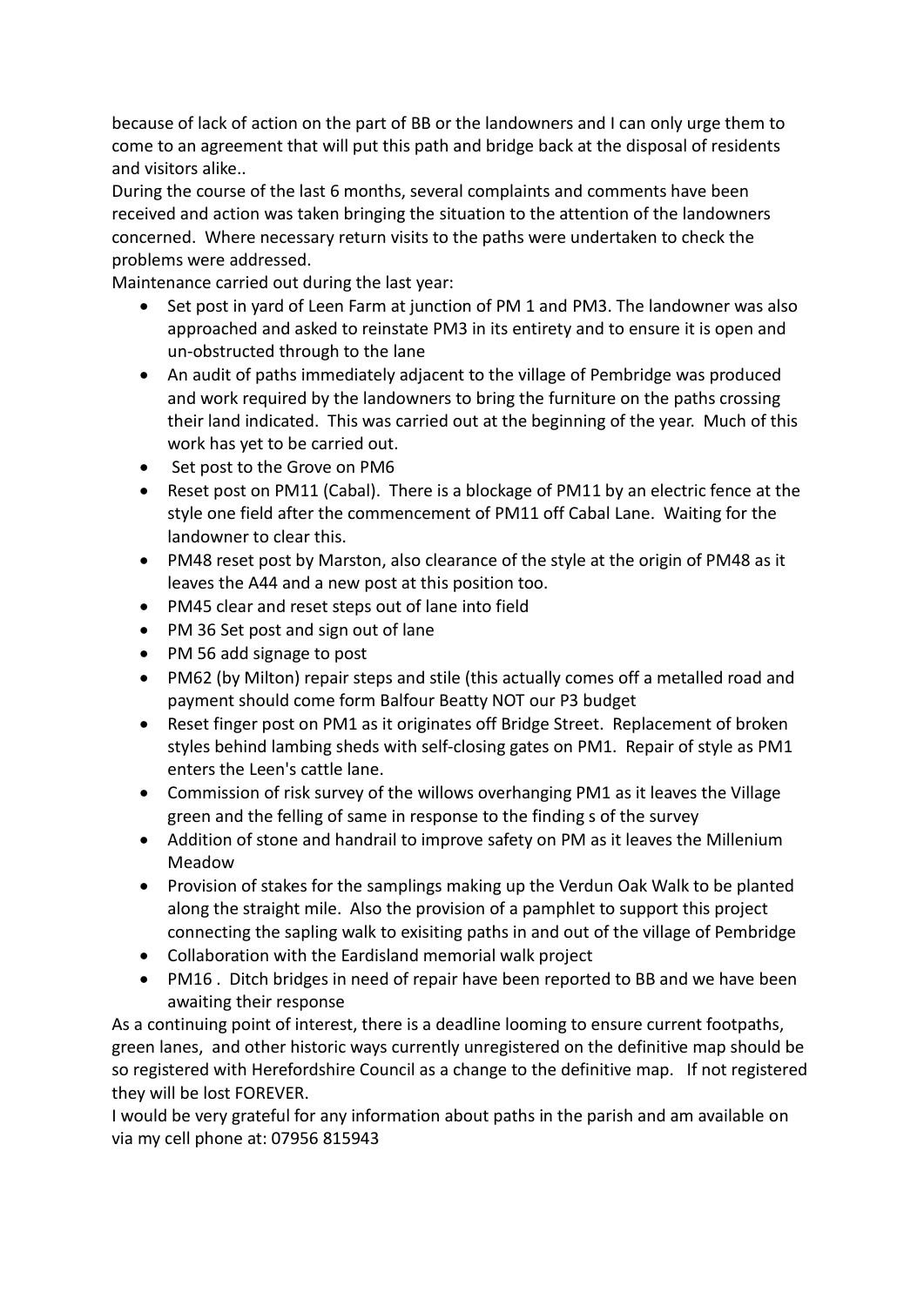because of lack of action on the part of BB or the landowners and I can only urge them to come to an agreement that will put this path and bridge back at the disposal of residents and visitors alike..

During the course of the last 6 months, several complaints and comments have been received and action was taken bringing the situation to the attention of the landowners concerned. Where necessary return visits to the paths were undertaken to check the problems were addressed.

Maintenance carried out during the last year:

- Set post in yard of Leen Farm at junction of PM 1 and PM3. The landowner was also approached and asked to reinstate PM3 in its entirety and to ensure it is open and un-obstructed through to the lane
- An audit of paths immediately adjacent to the village of Pembridge was produced and work required by the landowners to bring the furniture on the paths crossing their land indicated. This was carried out at the beginning of the year. Much of this work has yet to be carried out.
- Set post to the Grove on PM6
- Reset post on PM11 (Cabal). There is a blockage of PM11 by an electric fence at the style one field after the commencement of PM11 off Cabal Lane. Waiting for the landowner to clear this.
- PM48 reset post by Marston, also clearance of the style at the origin of PM48 as it leaves the A44 and a new post at this position too.
- PM45 clear and reset steps out of lane into field
- PM 36 Set post and sign out of lane
- PM 56 add signage to post
- PM62 (by Milton) repair steps and stile (this actually comes off a metalled road and payment should come form Balfour Beatty NOT our P3 budget
- Reset finger post on PM1 as it originates off Bridge Street. Replacement of broken styles behind lambing sheds with self-closing gates on PM1. Repair of style as PM1 enters the Leen's cattle lane.
- Commission of risk survey of the willows overhanging PM1 as it leaves the Village green and the felling of same in response to the finding s of the survey
- Addition of stone and handrail to improve safety on PM as it leaves the Millenium Meadow
- Provision of stakes for the samplings making up the Verdun Oak Walk to be planted along the straight mile. Also the provision of a pamphlet to support this project connecting the sapling walk to exisiting paths in and out of the village of Pembridge
- Collaboration with the Eardisland memorial walk project
- PM16 . Ditch bridges in need of repair have been reported to BB and we have been awaiting their response

As a continuing point of interest, there is a deadline looming to ensure current footpaths, green lanes, and other historic ways currently unregistered on the definitive map should be so registered with Herefordshire Council as a change to the definitive map. If not registered they will be lost FOREVER.

I would be very grateful for any information about paths in the parish and am available on via my cell phone at: 07956 815943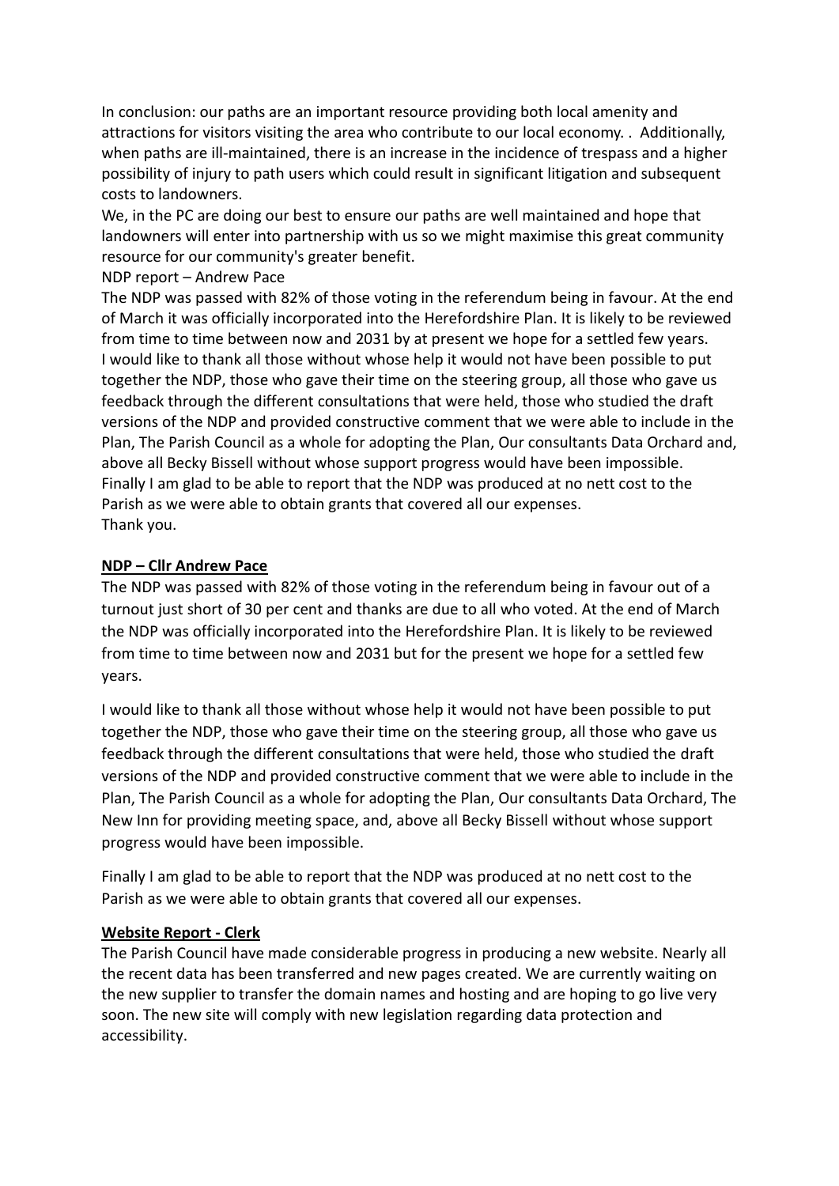In conclusion: our paths are an important resource providing both local amenity and attractions for visitors visiting the area who contribute to our local economy. . Additionally, when paths are ill-maintained, there is an increase in the incidence of trespass and a higher possibility of injury to path users which could result in significant litigation and subsequent costs to landowners.

We, in the PC are doing our best to ensure our paths are well maintained and hope that landowners will enter into partnership with us so we might maximise this great community resource for our community's greater benefit.

NDP report – Andrew Pace

The NDP was passed with 82% of those voting in the referendum being in favour. At the end of March it was officially incorporated into the Herefordshire Plan. It is likely to be reviewed from time to time between now and 2031 by at present we hope for a settled few years.

I would like to thank all those without whose help it would not have been possible to put together the NDP, those who gave their time on the steering group, all those who gave us feedback through the different consultations that were held, those who studied the draft versions of the NDP and provided constructive comment that we were able to include in the Plan, The Parish Council as a whole for adopting the Plan, Our consultants Data Orchard and, above all Becky Bissell without whose support progress would have been impossible.

Finally I am glad to be able to report that the NDP was produced at no nett cost to the Parish as we were able to obtain grants that covered all our expenses.

Thank you.

**NDP – Cllr Andrew Pace**

The NDP was passed with 82% of those voting in the referendum being in favour out of a turnout just short of 30 per cent and thanks are due to all who voted. At the end of March the NDP was officially incorporated into the Herefordshire Plan. It is likely to be reviewed from time to time between now and 2031 but for the present we hope for a settled few years.

I would like to thank all those without whose help it would not have been possible to put together the NDP, those who gave their time on the steering group, all those who gave us feedback through the different consultations that were held, those who studied the draft versions of the NDP and provided constructive comment that we were able to include in the Plan, The Parish Council as a whole for adopting the Plan, Our consultants Data Orchard, The New Inn for providing meeting space, and, above all Becky Bissell without whose support progress would have been impossible.

Finally I am glad to be able to report that the NDP was produced at no nett cost to the Parish as we were able to obtain grants that covered all our expenses.

**Website Report - Clerk**

The Parish Council have made considerable progress in producing a new website. Nearly all the recent data has been transferred and new pages created. We are currently waiting on the new supplier to transfer the domain names and hosting and are hoping to go live very soon. The new site will comply with new legislation regarding data protection and accessibility.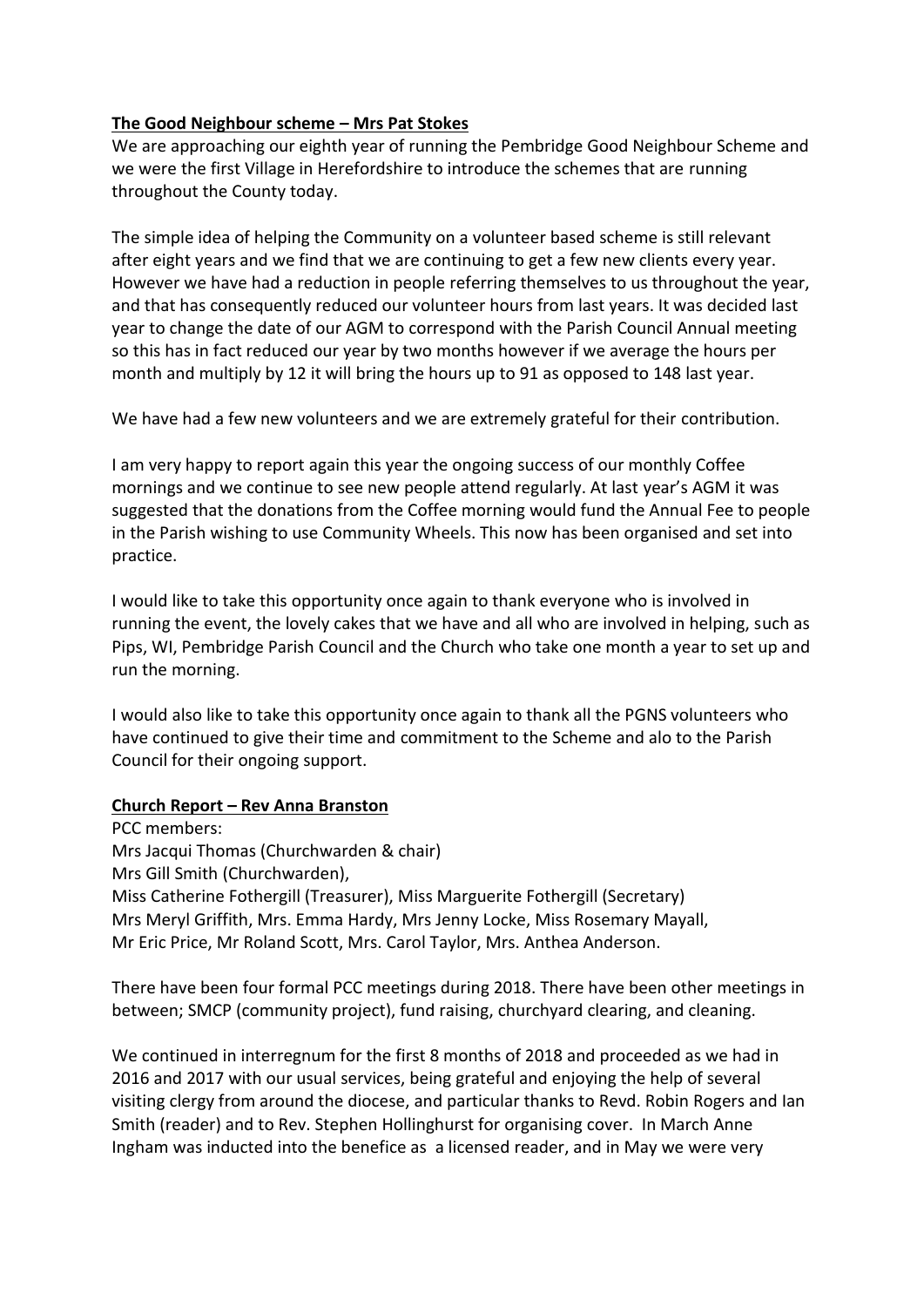**The Good Neighbour scheme – Mrs Pat Stokes**

We are approaching our eighth year of running the Pembridge Good Neighbour Scheme and we were the first Village in Herefordshire to introduce the schemes that are running throughout the County today.

The simple idea of helping the Community on a volunteer based scheme is still relevant after eight years and we find that we are continuing to get a few new clients every year. However we have had a reduction in people referring themselves to us throughout the year, and that has consequently reduced our volunteer hours from last years. It was decided last year to change the date of our AGM to correspond with the Parish Council Annual meeting so this has in fact reduced our year by two months however if we average the hours per month and multiply by 12 it will bring the hours up to 91 as opposed to 148 last year.

We have had a few new volunteers and we are extremely grateful for their contribution.

I am very happy to report again this year the ongoing success of our monthly Coffee mornings and we continue to see new people attend regularly. At last year's AGM it was suggested that the donations from the Coffee morning would fund the Annual Fee to people in the Parish wishing to use Community Wheels. This now has been organised and set into practice.

I would like to take this opportunity once again to thank everyone who is involved in running the event, the lovely cakes that we have and all who are involved in helping, such as Pips, WI, Pembridge Parish Council and the Church who take one month a year to set up and run the morning.

I would also like to take this opportunity once again to thank all the PGNS volunteers who have continued to give their time and commitment to the Scheme and alo to the Parish Council for their ongoing support.

**Church Report – Rev Anna Branston**

PCC members:
Mrs Jacqui Thomas (Churchwarden & chair)
Mrs Gill Smith (Churchwarden),
Miss Catherine Fothergill (Treasurer), Miss Marguerite Fothergill (Secretary)
Mrs Meryl Griffith, Mrs. Emma Hardy, Mrs Jenny Locke, Miss Rosemary Mayall,
Mr Eric Price, Mr Roland Scott, Mrs. Carol Taylor, Mrs. Anthea Anderson.

There have been four formal PCC meetings during 2018. There have been other meetings in between; SMCP (community project), fund raising, churchyard clearing, and cleaning.

We continued in interregnum for the first 8 months of 2018 and proceeded as we had in 2016 and 2017 with our usual services, being grateful and enjoying the help of several visiting clergy from around the diocese, and particular thanks to Revd. Robin Rogers and Ian Smith (reader) and to Rev. Stephen Hollinghurst for organising cover. In March Anne Ingham was inducted into the benefice as a licensed reader, and in May we were very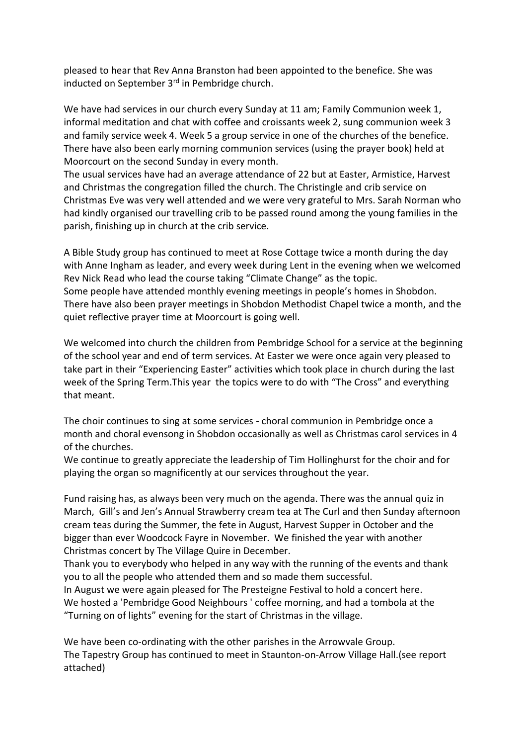pleased to hear that Rev Anna Branston had been appointed to the benefice. She was inducted on September 3rd in Pembridge church.

We have had services in our church every Sunday at 11 am; Family Communion week 1, informal meditation and chat with coffee and croissants week 2, sung communion week 3 and family service week 4. Week 5 a group service in one of the churches of the benefice. There have also been early morning communion services (using the prayer book) held at Moorcourt on the second Sunday in every month.
The usual services have had an average attendance of 22 but at Easter, Armistice, Harvest and Christmas the congregation filled the church. The Christingle and crib service on Christmas Eve was very well attended and we were very grateful to Mrs. Sarah Norman who had kindly organised our travelling crib to be passed round among the young families in the parish, finishing up in church at the crib service.

A Bible Study group has continued to meet at Rose Cottage twice a month during the day with Anne Ingham as leader, and every week during Lent in the evening when we welcomed Rev Nick Read who lead the course taking "Climate Change" as the topic.
Some people have attended monthly evening meetings in people's homes in Shobdon. There have also been prayer meetings in Shobdon Methodist Chapel twice a month, and the quiet reflective prayer time at Moorcourt is going well.

We welcomed into church the children from Pembridge School for a service at the beginning of the school year and end of term services. At Easter we were once again very pleased to take part in their "Experiencing Easter" activities which took place in church during the last week of the Spring Term.This year the topics were to do with "The Cross" and everything that meant.

The choir continues to sing at some services - choral communion in Pembridge once a month and choral evensong in Shobdon occasionally as well as Christmas carol services in 4 of the churches.
We continue to greatly appreciate the leadership of Tim Hollinghurst for the choir and for playing the organ so magnificently at our services throughout the year.

Fund raising has, as always been very much on the agenda. There was the annual quiz in March, Gill's and Jen's Annual Strawberry cream tea at The Curl and then Sunday afternoon cream teas during the Summer, the fete in August, Harvest Supper in October and the bigger than ever Woodcock Fayre in November. We finished the year with another Christmas concert by The Village Quire in December.
Thank you to everybody who helped in any way with the running of the events and thank you to all the people who attended them and so made them successful.
In August we were again pleased for The Presteigne Festival to hold a concert here.
We hosted a 'Pembridge Good Neighbours ' coffee morning, and had a tombola at the "Turning on of lights" evening for the start of Christmas in the village.

We have been co-ordinating with the other parishes in the Arrowvale Group.
The Tapestry Group has continued to meet in Staunton-on-Arrow Village Hall.(see report attached)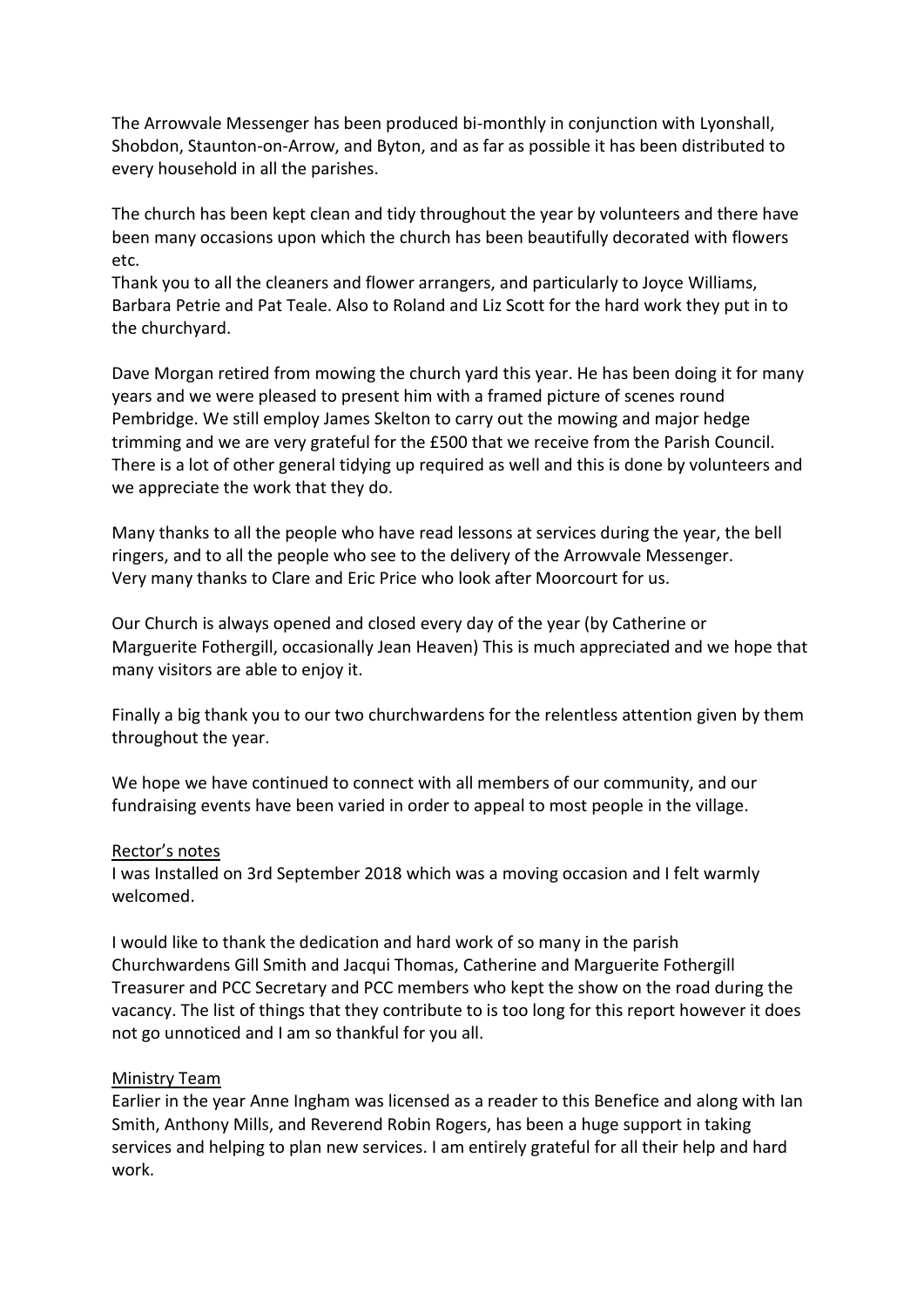The Arrowvale Messenger has been produced bi-monthly in conjunction with Lyonshall, Shobdon, Staunton-on-Arrow, and Byton, and as far as possible it has been distributed to every household in all the parishes.

The church has been kept clean and tidy throughout the year by volunteers and there have been many occasions upon which the church has been beautifully decorated with flowers etc.
Thank you to all the cleaners and flower arrangers, and particularly to Joyce Williams, Barbara Petrie and Pat Teale. Also to Roland and Liz Scott for the hard work they put in to the churchyard.

Dave Morgan retired from mowing the church yard this year. He has been doing it for many years and we were pleased to present him with a framed picture of scenes round Pembridge. We still employ James Skelton to carry out the mowing and major hedge trimming and we are very grateful for the £500 that we receive from the Parish Council. There is a lot of other general tidying up required as well and this is done by volunteers and we appreciate the work that they do.

Many thanks to all the people who have read lessons at services during the year, the bell ringers, and to all the people who see to the delivery of the Arrowvale Messenger.
Very many thanks to Clare and Eric Price who look after Moorcourt for us.

Our Church is always opened and closed every day of the year (by Catherine or Marguerite Fothergill, occasionally Jean Heaven) This is much appreciated and we hope that many visitors are able to enjoy it.

Finally a big thank you to our two churchwardens for the relentless attention given by them throughout the year.

We hope we have continued to connect with all members of our community, and our fundraising events have been varied in order to appeal to most people in the village.

<u>Rector's notes</u>
I was Installed on 3rd September 2018 which was a moving occasion and I felt warmly welcomed.

I would like to thank the dedication and hard work of so many in the parish Churchwardens Gill Smith and Jacqui Thomas, Catherine and Marguerite Fothergill Treasurer and PCC Secretary and PCC members who kept the show on the road during the vacancy. The list of things that they contribute to is too long for this report however it does not go unnoticed and I am so thankful for you all.

<u>Ministry Team</u>
Earlier in the year Anne Ingham was licensed as a reader to this Benefice and along with Ian Smith, Anthony Mills, and Reverend Robin Rogers, has been a huge support in taking services and helping to plan new services. I am entirely grateful for all their help and hard work.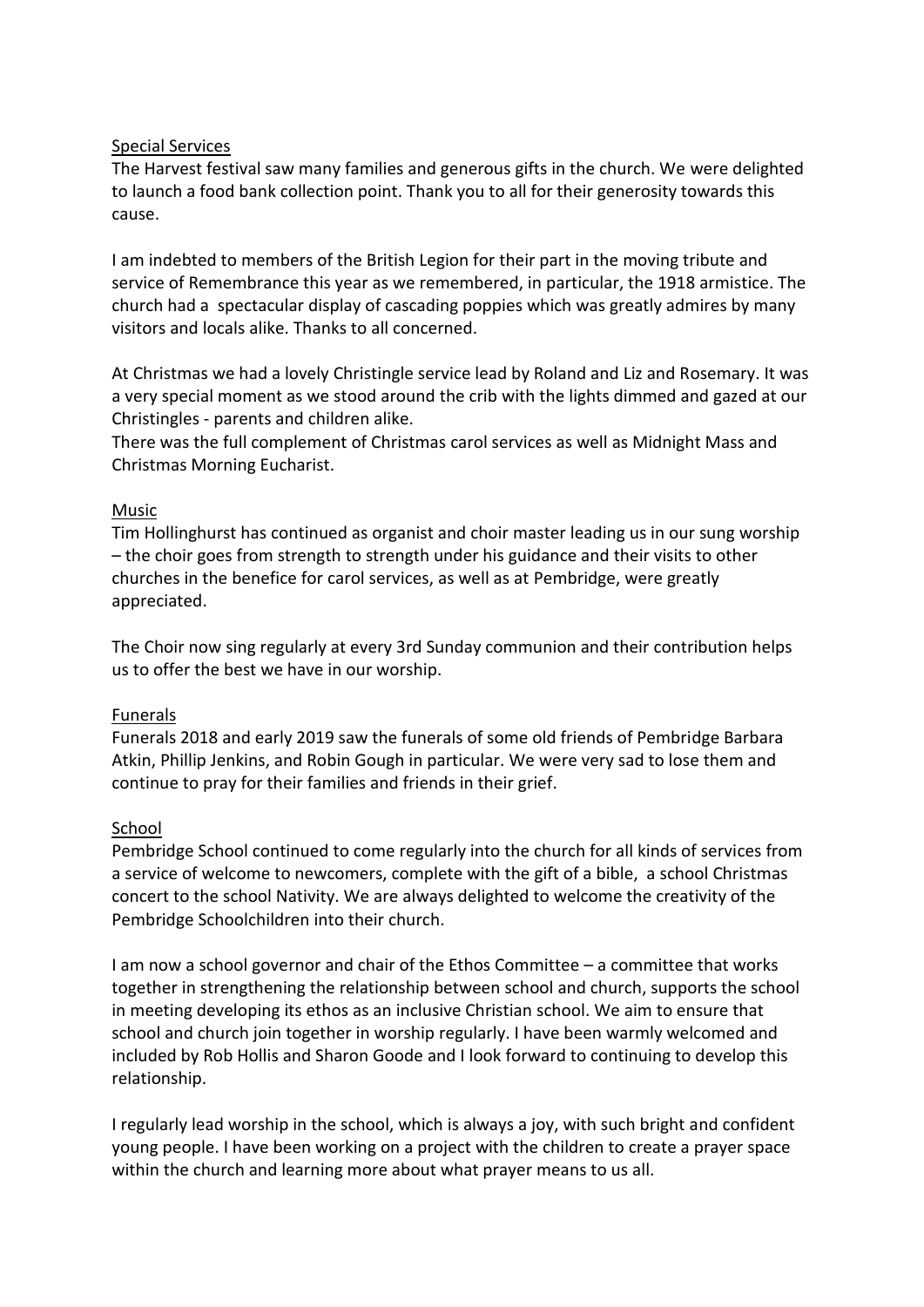<u>Special Services</u>

The Harvest festival saw many families and generous gifts in the church. We were delighted to launch a food bank collection point. Thank you to all for their generosity towards this cause.

I am indebted to members of the British Legion for their part in the moving tribute and service of Remembrance this year as we remembered, in particular, the 1918 armistice. The church had a spectacular display of cascading poppies which was greatly admires by many visitors and locals alike. Thanks to all concerned.

At Christmas we had a lovely Christingle service lead by Roland and Liz and Rosemary. It was a very special moment as we stood around the crib with the lights dimmed and gazed at our Christingles - parents and children alike.
There was the full complement of Christmas carol services as well as Midnight Mass and Christmas Morning Eucharist.

<u>Music</u>

Tim Hollinghurst has continued as organist and choir master leading us in our sung worship – the choir goes from strength to strength under his guidance and their visits to other churches in the benefice for carol services, as well as at Pembridge, were greatly appreciated.

The Choir now sing regularly at every 3rd Sunday communion and their contribution helps us to offer the best we have in our worship.

<u>Funerals</u>

Funerals 2018 and early 2019 saw the funerals of some old friends of Pembridge Barbara Atkin, Phillip Jenkins, and Robin Gough in particular. We were very sad to lose them and continue to pray for their families and friends in their grief.

<u>School</u>

Pembridge School continued to come regularly into the church for all kinds of services from a service of welcome to newcomers, complete with the gift of a bible, a school Christmas concert to the school Nativity. We are always delighted to welcome the creativity of the Pembridge Schoolchildren into their church.

I am now a school governor and chair of the Ethos Committee – a committee that works together in strengthening the relationship between school and church, supports the school in meeting developing its ethos as an inclusive Christian school. We aim to ensure that school and church join together in worship regularly. I have been warmly welcomed and included by Rob Hollis and Sharon Goode and I look forward to continuing to develop this relationship.

I regularly lead worship in the school, which is always a joy, with such bright and confident young people. I have been working on a project with the children to create a prayer space within the church and learning more about what prayer means to us all.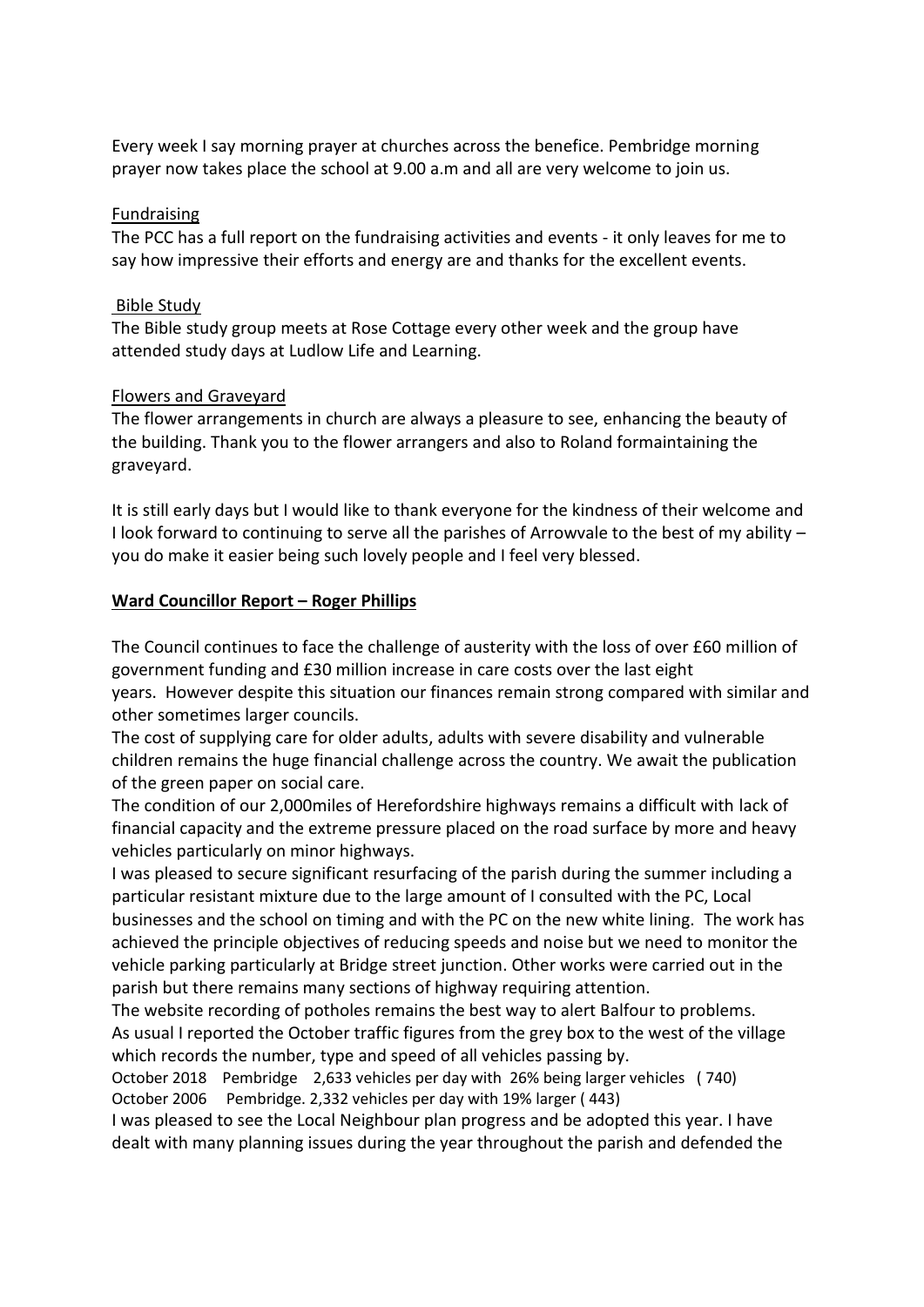Every week I say morning prayer at churches across the benefice. Pembridge morning prayer now takes place the school at 9.00 a.m and all are very welcome to join us.

Fundraising

The PCC has a full report on the fundraising activities and events - it only leaves for me to say how impressive their efforts and energy are and thanks for the excellent events.

Bible Study

The Bible study group meets at Rose Cottage every other week and the group have attended study days at Ludlow Life and Learning.

Flowers and Graveyard

The flower arrangements in church are always a pleasure to see, enhancing the beauty of the building. Thank you to the flower arrangers and also to Roland formaintaining the graveyard.

It is still early days but I would like to thank everyone for the kindness of their welcome and I look forward to continuing to serve all the parishes of Arrowvale to the best of my ability – you do make it easier being such lovely people and I feel very blessed.

**Ward Councillor Report – Roger Phillips**

The Council continues to face the challenge of austerity with the loss of over £60 million of government funding and £30 million increase in care costs over the last eight years. However despite this situation our finances remain strong compared with similar and other sometimes larger councils.

The cost of supplying care for older adults, adults with severe disability and vulnerable children remains the huge financial challenge across the country. We await the publication of the green paper on social care.

The condition of our 2,000miles of Herefordshire highways remains a difficult with lack of financial capacity and the extreme pressure placed on the road surface by more and heavy vehicles particularly on minor highways.

I was pleased to secure significant resurfacing of the parish during the summer including a particular resistant mixture due to the large amount of I consulted with the PC, Local businesses and the school on timing and with the PC on the new white lining. The work has achieved the principle objectives of reducing speeds and noise but we need to monitor the vehicle parking particularly at Bridge street junction. Other works were carried out in the parish but there remains many sections of highway requiring attention.

The website recording of potholes remains the best way to alert Balfour to problems.

As usual I reported the October traffic figures from the grey box to the west of the village which records the number, type and speed of all vehicles passing by.

October 2018 Pembridge 2,633 vehicles per day with 26% being larger vehicles ( 740)
October 2006 Pembridge. 2,332 vehicles per day with 19% larger ( 443)

I was pleased to see the Local Neighbour plan progress and be adopted this year. I have dealt with many planning issues during the year throughout the parish and defended the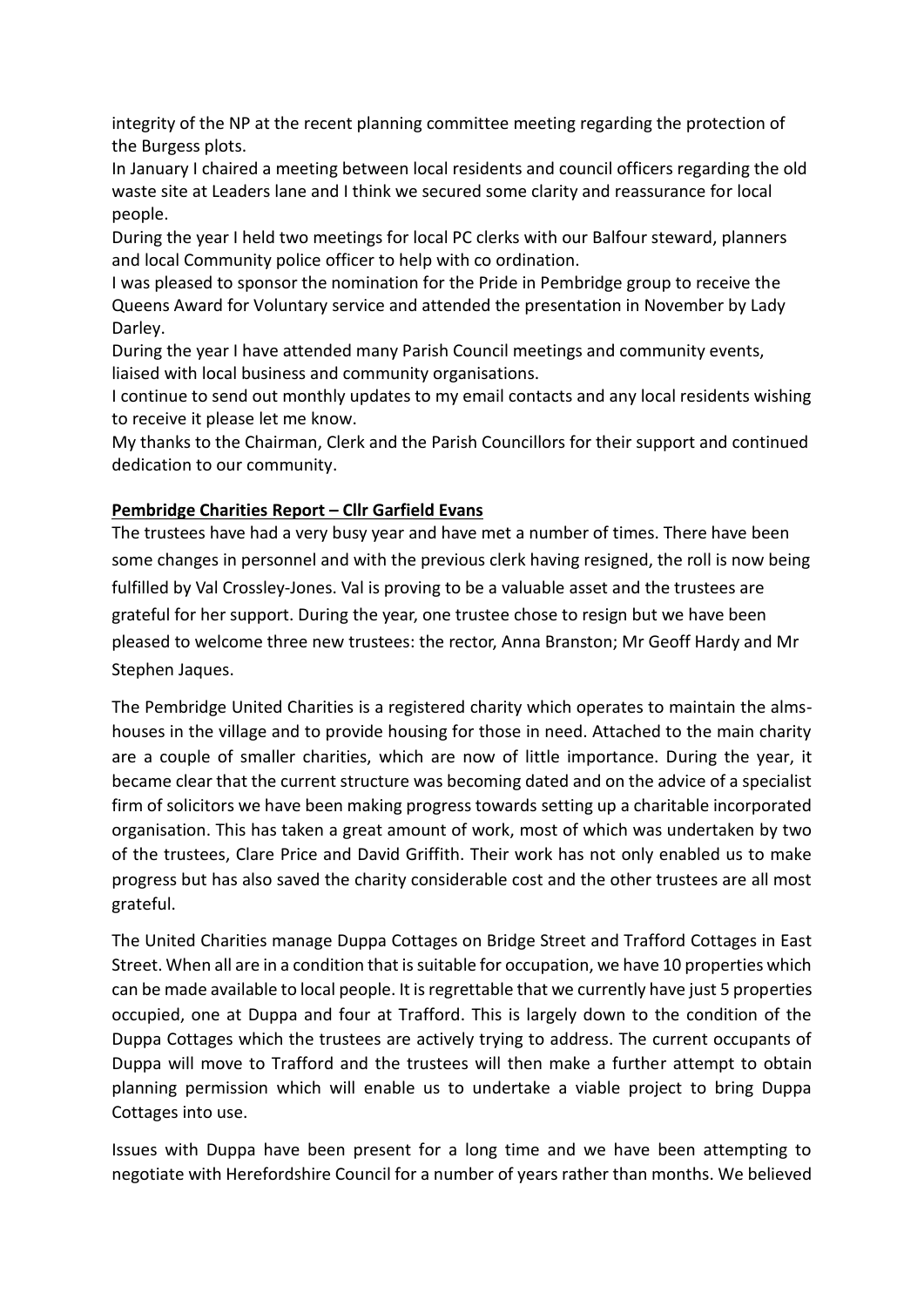integrity of the NP at the recent planning committee meeting regarding the protection of the Burgess plots.

In January I chaired a meeting between local residents and council officers regarding the old waste site at Leaders lane and I think we secured some clarity and reassurance for local people.

During the year I held two meetings for local PC clerks with our Balfour steward, planners and local Community police officer to help with co ordination.

I was pleased to sponsor the nomination for the Pride in Pembridge group to receive the Queens Award for Voluntary service and attended the presentation in November by Lady Darley.

During the year I have attended many Parish Council meetings and community events, liaised with local business and community organisations.

I continue to send out monthly updates to my email contacts and any local residents wishing to receive it please let me know.

My thanks to the Chairman, Clerk and the Parish Councillors for their support and continued dedication to our community.

**Pembridge Charities Report – Cllr Garfield Evans**

The trustees have had a very busy year and have met a number of times. There have been some changes in personnel and with the previous clerk having resigned, the roll is now being fulfilled by Val Crossley-Jones. Val is proving to be a valuable asset and the trustees are grateful for her support. During the year, one trustee chose to resign but we have been pleased to welcome three new trustees: the rector, Anna Branston; Mr Geoff Hardy and Mr Stephen Jaques.

The Pembridge United Charities is a registered charity which operates to maintain the alms-houses in the village and to provide housing for those in need. Attached to the main charity are a couple of smaller charities, which are now of little importance. During the year, it became clear that the current structure was becoming dated and on the advice of a specialist firm of solicitors we have been making progress towards setting up a charitable incorporated organisation. This has taken a great amount of work, most of which was undertaken by two of the trustees, Clare Price and David Griffith. Their work has not only enabled us to make progress but has also saved the charity considerable cost and the other trustees are all most grateful.

The United Charities manage Duppa Cottages on Bridge Street and Trafford Cottages in East Street. When all are in a condition that is suitable for occupation, we have 10 properties which can be made available to local people. It is regrettable that we currently have just 5 properties occupied, one at Duppa and four at Trafford. This is largely down to the condition of the Duppa Cottages which the trustees are actively trying to address. The current occupants of Duppa will move to Trafford and the trustees will then make a further attempt to obtain planning permission which will enable us to undertake a viable project to bring Duppa Cottages into use.

Issues with Duppa have been present for a long time and we have been attempting to negotiate with Herefordshire Council for a number of years rather than months. We believed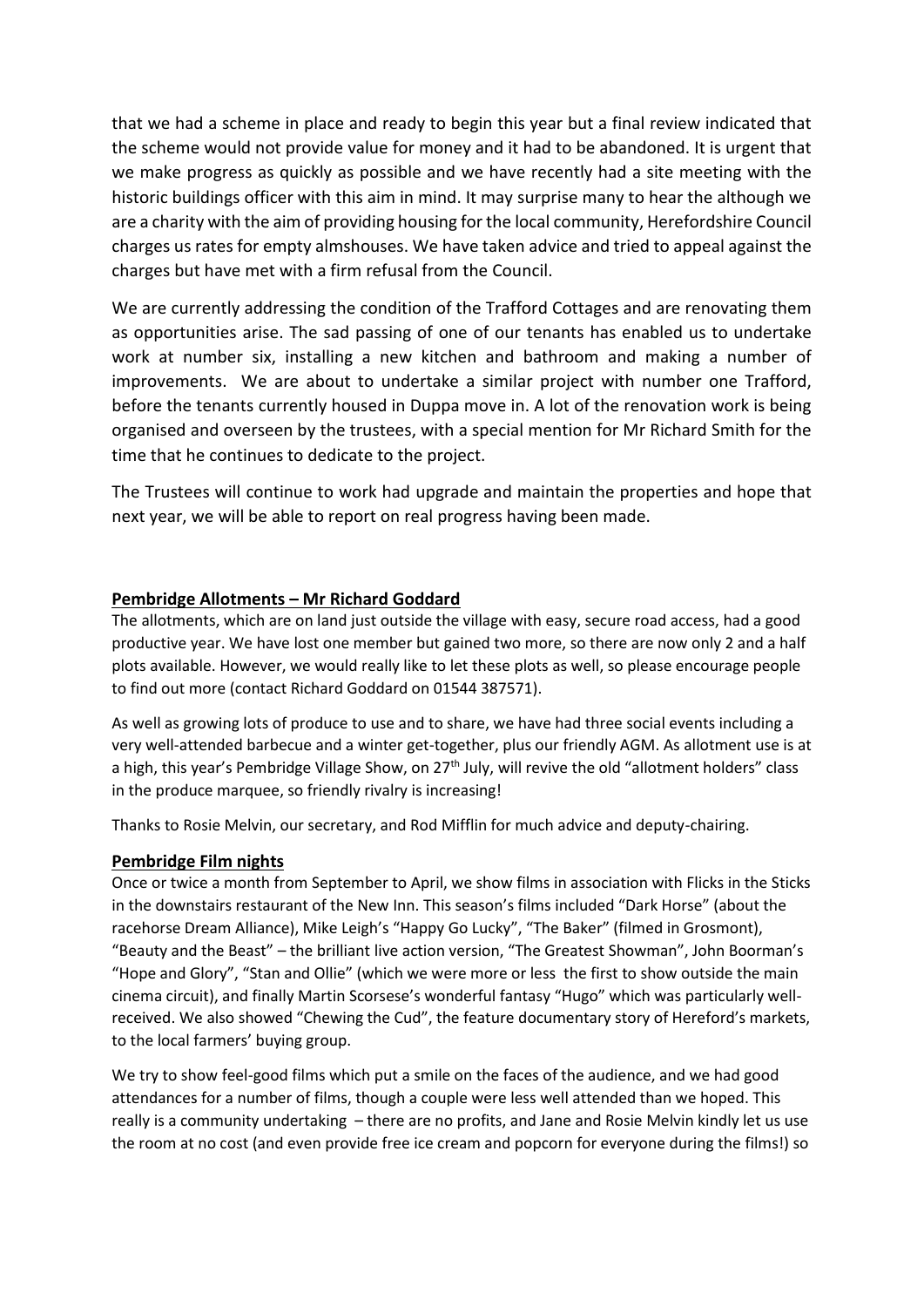that we had a scheme in place and ready to begin this year but a final review indicated that the scheme would not provide value for money and it had to be abandoned. It is urgent that we make progress as quickly as possible and we have recently had a site meeting with the historic buildings officer with this aim in mind. It may surprise many to hear the although we are a charity with the aim of providing housing for the local community, Herefordshire Council charges us rates for empty almshouses. We have taken advice and tried to appeal against the charges but have met with a firm refusal from the Council.

We are currently addressing the condition of the Trafford Cottages and are renovating them as opportunities arise. The sad passing of one of our tenants has enabled us to undertake work at number six, installing a new kitchen and bathroom and making a number of improvements. We are about to undertake a similar project with number one Trafford, before the tenants currently housed in Duppa move in. A lot of the renovation work is being organised and overseen by the trustees, with a special mention for Mr Richard Smith for the time that he continues to dedicate to the project.

The Trustees will continue to work had upgrade and maintain the properties and hope that next year, we will be able to report on real progress having been made.

## Pembridge Allotments – Mr Richard Goddard

The allotments, which are on land just outside the village with easy, secure road access, had a good productive year. We have lost one member but gained two more, so there are now only 2 and a half plots available. However, we would really like to let these plots as well, so please encourage people to find out more (contact Richard Goddard on 01544 387571).

As well as growing lots of produce to use and to share, we have had three social events including a very well-attended barbecue and a winter get-together, plus our friendly AGM. As allotment use is at a high, this year's Pembridge Village Show, on 27th July, will revive the old "allotment holders" class in the produce marquee, so friendly rivalry is increasing!

Thanks to Rosie Melvin, our secretary, and Rod Mifflin for much advice and deputy-chairing.

## Pembridge Film nights

Once or twice a month from September to April, we show films in association with Flicks in the Sticks in the downstairs restaurant of the New Inn. This season's films included "Dark Horse" (about the racehorse Dream Alliance), Mike Leigh's "Happy Go Lucky", "The Baker" (filmed in Grosmont), "Beauty and the Beast" – the brilliant live action version, "The Greatest Showman", John Boorman's "Hope and Glory", "Stan and Ollie" (which we were more or less the first to show outside the main cinema circuit), and finally Martin Scorsese's wonderful fantasy "Hugo" which was particularly well-received. We also showed "Chewing the Cud", the feature documentary story of Hereford's markets, to the local farmers' buying group.

We try to show feel-good films which put a smile on the faces of the audience, and we had good attendances for a number of films, though a couple were less well attended than we hoped. This really is a community undertaking – there are no profits, and Jane and Rosie Melvin kindly let us use the room at no cost (and even provide free ice cream and popcorn for everyone during the films!) so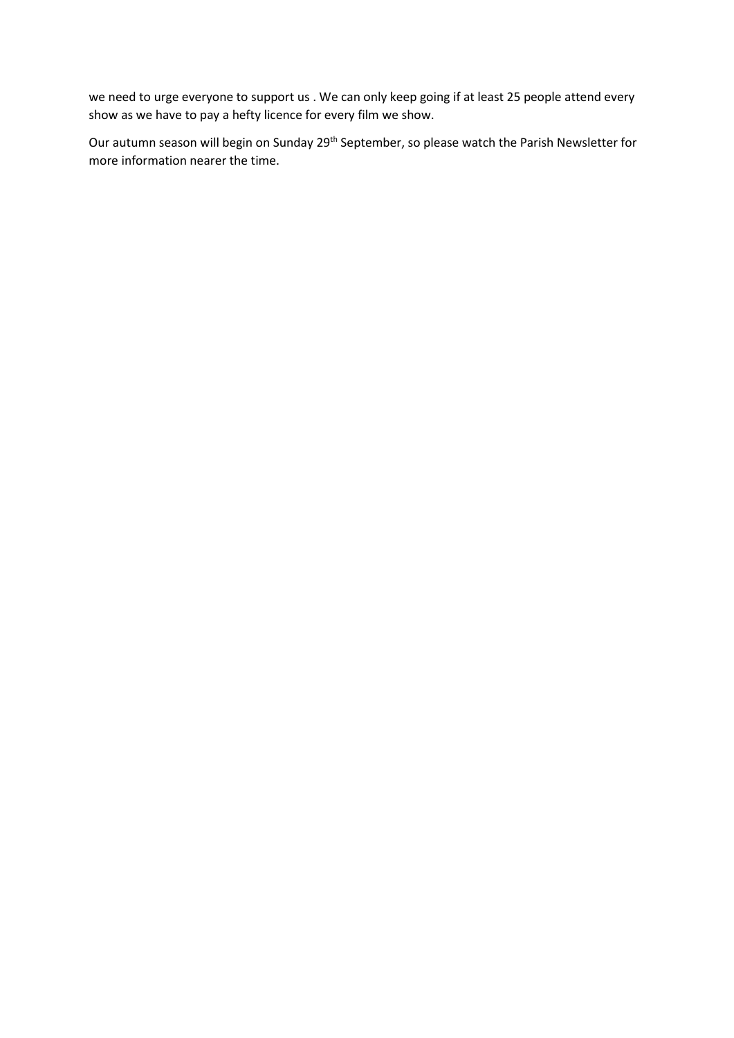we need to urge everyone to support us . We can only keep going if at least 25 people attend every show as we have to pay a hefty licence for every film we show.

Our autumn season will begin on Sunday 29th September, so please watch the Parish Newsletter for more information nearer the time.